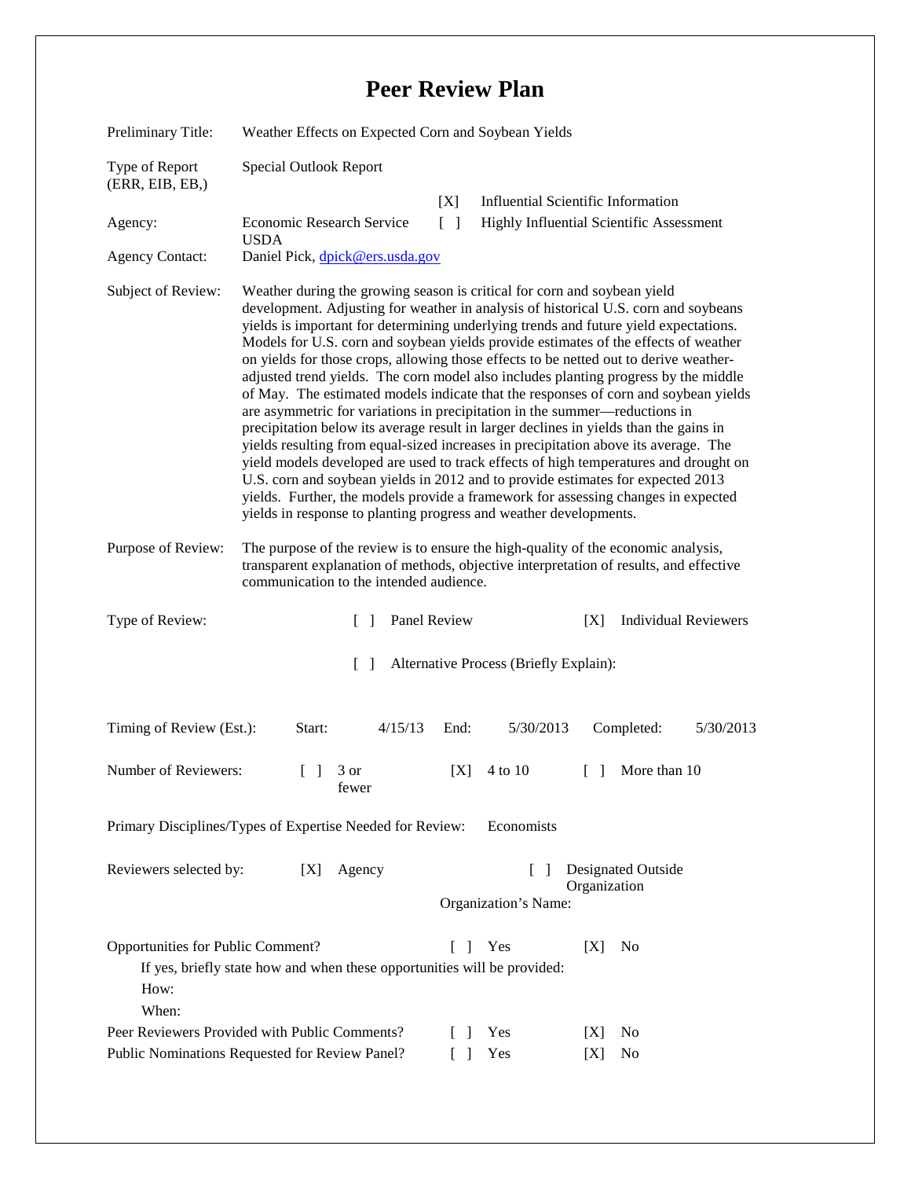# Peer Review Plan

| | |
|---|---|
| Preliminary Title: | Weather Effects on Expected Corn and Soybean Yields |
| Type of Report (ERR, EIB, EB,) | Special Outlook Report |
| | [X] Influential Scientific Information |
| Agency: | Economic Research Service USDA — [ ] Highly Influential Scientific Assessment |
| Agency Contact: | Daniel Pick, dpick@ers.usda.gov |

**Subject of Review:** Weather during the growing season is critical for corn and soybean yield development. Adjusting for weather in analysis of historical U.S. corn and soybeans yields is important for determining underlying trends and future yield expectations. Models for U.S. corn and soybean yields provide estimates of the effects of weather on yields for those crops, allowing those effects to be netted out to derive weather-adjusted trend yields. The corn model also includes planting progress by the middle of May. The estimated models indicate that the responses of corn and soybean yields are asymmetric for variations in precipitation in the summer—reductions in precipitation below its average result in larger declines in yields than the gains in yields resulting from equal-sized increases in precipitation above its average. The yield models developed are used to track effects of high temperatures and drought on U.S. corn and soybean yields in 2012 and to provide estimates for expected 2013 yields. Further, the models provide a framework for assessing changes in expected yields in response to planting progress and weather developments.

**Purpose of Review:** The purpose of the review is to ensure the high-quality of the economic analysis, transparent explanation of methods, objective interpretation of results, and effective communication to the intended audience.

**Type of Review:** [ ] Panel Review [X] Individual Reviewers

[ ] Alternative Process (Briefly Explain):

**Timing of Review (Est.):** Start: 4/15/13 End: 5/30/2013 Completed: 5/30/2013

**Number of Reviewers:** [ ] 3 or fewer [X] 4 to 10 [ ] More than 10

**Primary Disciplines/Types of Expertise Needed for Review:** Economists

**Reviewers selected by:** [X] Agency [ ] Designated Outside Organization

Organization's Name:

**Opportunities for Public Comment?** [ ] Yes [X] No

If yes, briefly state how and when these opportunities will be provided:

How:

When:

**Peer Reviewers Provided with Public Comments?** [ ] Yes [X] No

**Public Nominations Requested for Review Panel?** [ ] Yes [X] No